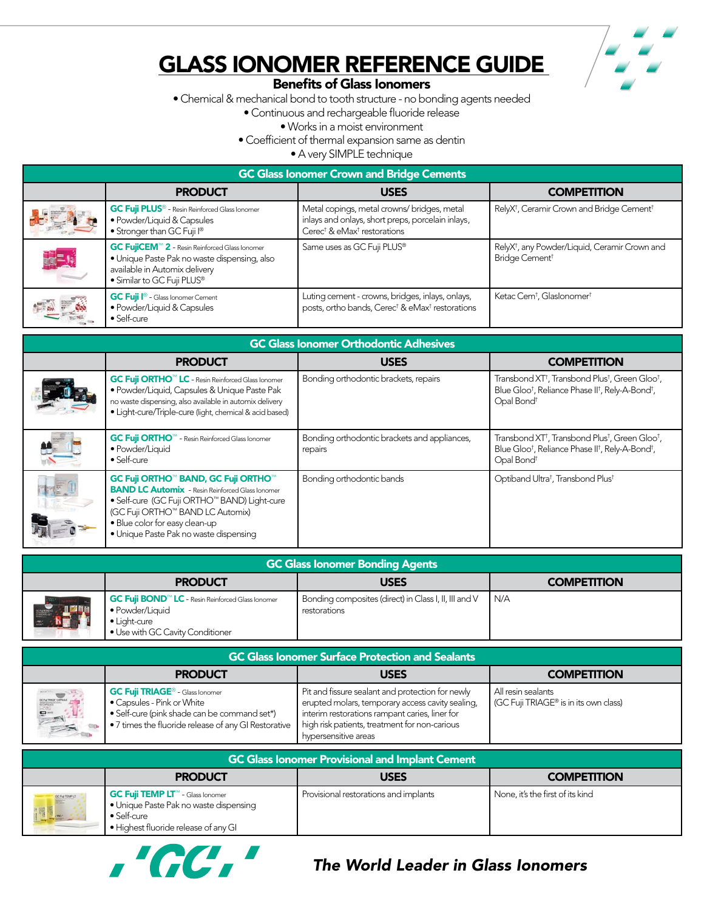# GLASS IONOMER REFERENCE GUIDE

## Benefits of Glass Ionomers

- Chemical & mechanical bond to tooth structure - no bonding agents needed
- Continuous and rechargeable fluoride release
- Works in a moist environment
- Coefficient of thermal expansion same as dentin
- A very SIMPLE technique

## GC Glass Ionomer Crown and Bridge Cements

| PRODUCT | USES | COMPETITION |
|---|---|---|
| **GC Fuji PLUS®** - Resin Reinforced Glass Ionomer<br>• Powder/Liquid & Capsules<br>• Stronger than GC Fuji I® | Metal copings, metal crowns/ bridges, metal inlays and onlays, short preps, porcelain inlays, Cerec† & eMax† restorations | RelyX†, Ceramir Crown and Bridge Cement† |
| **GC FujiCEM™ 2** - Resin Reinforced Glass Ionomer<br>• Unique Paste Pak no waste dispensing, also available in Automix delivery<br>• Similar to GC Fuji PLUS® | Same uses as GC Fuji PLUS® | RelyX†, any Powder/Liquid, Ceramir Crown and Bridge Cement† |
| **GC Fuji I®** - Glass Ionomer Cement<br>• Powder/Liquid & Capsules<br>• Self-cure | Luting cement - crowns, bridges, inlays, onlays, posts, ortho bands, Cerec† & eMax† restorations | Ketac Cem†, GlasIonomer† |

## GC Glass Ionomer Orthodontic Adhesives

| PRODUCT | USES | COMPETITION |
|---|---|---|
| **GC Fuji ORTHO™ LC** - Resin Reinforced Glass Ionomer<br>• Powder/Liquid, Capsules & Unique Paste Pak no waste dispensing, also available in automix delivery<br>• Light-cure/Triple-cure (light, chemical & acid based) | Bonding orthodontic brackets, repairs | Transbond XT†, Transbond Plus†, Green Gloo†, Blue Gloo†, Reliance Phase II†, Rely-A-Bond†, Opal Bond† |
| **GC Fuji ORTHO™** - Resin Reinforced Glass Ionomer<br>• Powder/Liquid<br>• Self-cure | Bonding orthodontic brackets and appliances, repairs | Transbond XT†, Transbond Plus†, Green Gloo†, Blue Gloo†, Reliance Phase II†, Rely-A-Bond†, Opal Bond† |
| **GC Fuji ORTHO™ BAND, GC Fuji ORTHO™ BAND LC Automix** - Resin Reinforced Glass Ionomer<br>• Self-cure (GC Fuji ORTHO™ BAND) Light-cure (GC Fuji ORTHO™ BAND LC Automix)<br>• Blue color for easy clean-up<br>• Unique Paste Pak no waste dispensing | Bonding orthodontic bands | Optiband Ultra†, Transbond Plus† |

## GC Glass Ionomer Bonding Agents

| PRODUCT | USES | COMPETITION |
|---|---|---|
| **GC Fuji BOND™ LC** - Resin Reinforced Glass Ionomer<br>• Powder/Liquid<br>• Light-cure<br>• Use with GC Cavity Conditioner | Bonding composites (direct) in Class I, II, III and V restorations | N/A |

## GC Glass Ionomer Surface Protection and Sealants

| PRODUCT | USES | COMPETITION |
|---|---|---|
| **GC Fuji TRIAGE®** - Glass Ionomer<br>• Capsules - Pink or White<br>• Self-cure (pink shade can be command set*)<br>• 7 times the fluoride release of any GI Restorative | Pit and fissure sealant and protection for newly erupted molars, temporary access cavity sealing, interim restorations rampant caries, liner for high risk patients, treatment for non-carious hypersensitive areas | All resin sealants<br>(GC Fuji TRIAGE® is in its own class) |

## GC Glass Ionomer Provisional and Implant Cement

| PRODUCT | USES | COMPETITION |
|---|---|---|
| **GC Fuji TEMP LT™** - Glass Ionomer<br>• Unique Paste Pak no waste dispensing<br>• Self-cure<br>• Highest fluoride release of any GI | Provisional restorations and implants | None, it's the first of its kind |

GC

*The World Leader in Glass Ionomers*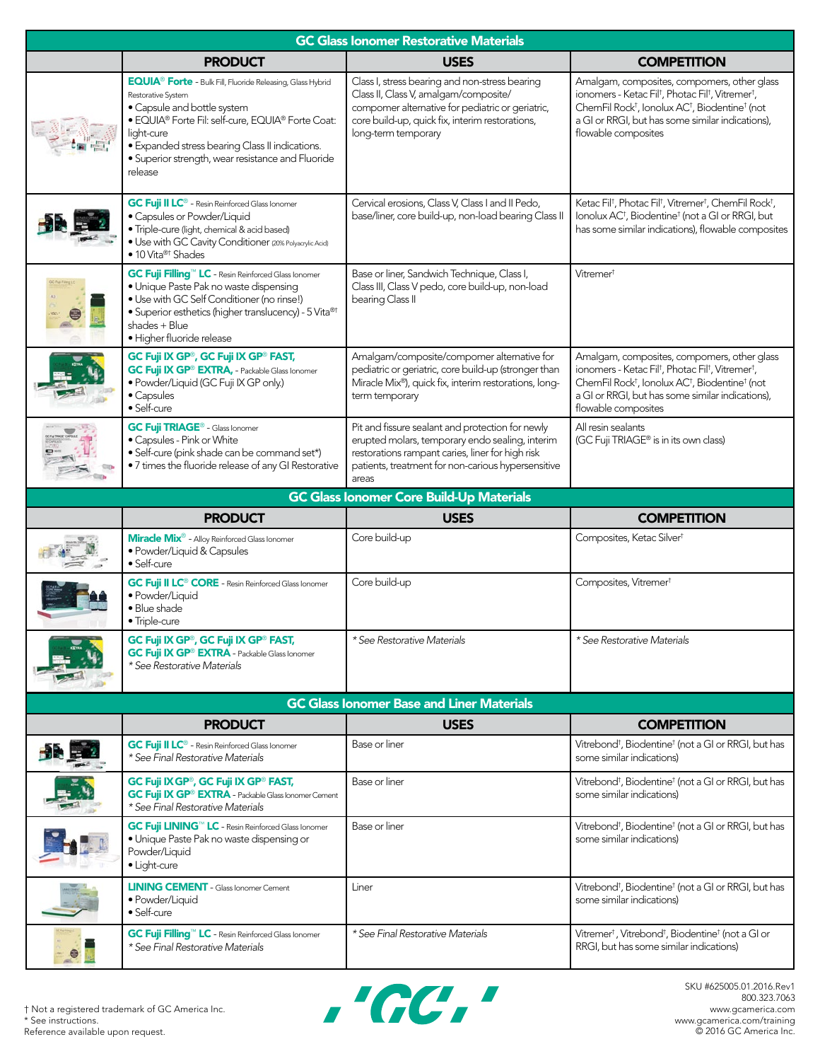## GC Glass Ionomer Restorative Materials

| | PRODUCT | USES | COMPETITION |
|---|---|---|---|
| | **EQUIA® Forte** - Bulk Fill, Fluoride Releasing, Glass Hybrid Restorative System • Capsule and bottle system • EQUIA® Forte Fil: self-cure, EQUIA® Forte Coat: light-cure • Expanded stress bearing Class II indications. • Superior strength, wear resistance and Fluoride release | Class I, stress bearing and non-stress bearing Class II, Class V, amalgam/composite/compomer alternative for pediatric or geriatric, core build-up, quick fix, interim restorations, long-term temporary | Amalgam, composites, compomers, other glass ionomers - Ketac Fil†, Photac Fil†, Vitremer†, ChemFil Rock†, Ionolux AC†, Biodentine† (not a GI or RRGI, but has some similar indications), flowable composites |
| | **GC Fuji II LC®** - Resin Reinforced Glass Ionomer • Capsules or Powder/Liquid • Triple-cure (light, chemical & acid based) • Use with GC Cavity Conditioner (20% Polyacrylic Acid) • 10 Vita®† Shades | Cervical erosions, Class V, Class I and II Pedo, base/liner, core build-up, non-load bearing Class II | Ketac Fil†, Photac Fil†, Vitremer†, ChemFil Rock†, Ionolux AC†, Biodentine† (not a GI or RRGI, but has some similar indications), flowable composites |
| | **GC Fuji Filling™ LC** - Resin Reinforced Glass Ionomer • Unique Paste Pak no waste dispensing • Use with GC Self Conditioner (no rinse!) • Superior esthetics (higher translucency) - 5 Vita®† shades + Blue • Higher fluoride release | Base or liner, Sandwich Technique, Class I, Class III, Class V pedo, core build-up, non-load bearing Class II | Vitremer† |
| | **GC Fuji IX GP®, GC Fuji IX GP® FAST, GC Fuji IX GP® EXTRA,** - Packable Glass Ionomer • Powder/Liquid (GC Fuji IX GP only.) • Capsules • Self-cure | Amalgam/composite/compomer alternative for pediatric or geriatric, core build-up (stronger than Miracle Mix®), quick fix, interim restorations, long-term temporary | Amalgam, composites, compomers, other glass ionomers - Ketac Fil†, Photac Fil†, Vitremer†, ChemFil Rock†, Ionolux AC†, Biodentine† (not a GI or RRGI, but has some similar indications), flowable composites |
| | **GC Fuji TRIAGE®** - Glass Ionomer • Capsules - Pink or White • Self-cure (pink shade can be command set*) • 7 times the fluoride release of any GI Restorative | Pit and fissure sealant and protection for newly erupted molars, temporary endo sealing, interim restorations rampant caries, liner for high risk patients, treatment for non-carious hypersensitive areas | All resin sealants (GC Fuji TRIAGE® is in its own class) |

## GC Glass Ionomer Core Build-Up Materials

| | PRODUCT | USES | COMPETITION |
|---|---|---|---|
| | **Miracle Mix®** - Alloy Reinforced Glass Ionomer • Powder/Liquid & Capsules • Self-cure | Core build-up | Composites, Ketac Silver† |
| | **GC Fuji II LC® CORE** - Resin Reinforced Glass Ionomer • Powder/Liquid • Blue shade • Triple-cure | Core build-up | Composites, Vitremer† |
| | **GC Fuji IX GP®, GC Fuji IX GP® FAST, GC Fuji IX GP® EXTRA** - Packable Glass Ionomer *\* See Restorative Materials* | *\* See Restorative Materials* | *\* See Restorative Materials* |

## GC Glass Ionomer Base and Liner Materials

| | PRODUCT | USES | COMPETITION |
|---|---|---|---|
| | **GC Fuji II LC®** - Resin Reinforced Glass Ionomer *\* See Final Restorative Materials* | Base or liner | Vitrebond†, Biodentine† (not a GI or RRGI, but has some similar indications) |
| | **GC Fuji IX GP®, GC Fuji IX GP® FAST, GC Fuji IX GP® EXTRA** - Packable Glass Ionomer Cement *\* See Final Restorative Materials* | Base or liner | Vitrebond†, Biodentine† (not a GI or RRGI, but has some similar indications) |
| | **GC Fuji LINING™ LC** - Resin Reinforced Glass Ionomer • Unique Paste Pak no waste dispensing or Powder/Liquid • Light-cure | Base or liner | Vitrebond†, Biodentine† (not a GI or RRGI, but has some similar indications) |
| | **LINING CEMENT** - Glass Ionomer Cement • Powder/Liquid • Self-cure | Liner | Vitrebond†, Biodentine† (not a GI or RRGI, but has some similar indications) |
| | **GC Fuji Filling™ LC** - Resin Reinforced Glass Ionomer *\* See Final Restorative Materials* | *\* See Final Restorative Materials* | Vitremer†, Vitrebond†, Biodentine† (not a GI or RRGI, but has some similar indications) |

† Not a registered trademark of GC America Inc.
\* See instructions.
Reference available upon request.

GC

SKU #625005.01.2016.Rev1
800.323.7063
www.gcamerica.com
www.gcamerica.com/training
© 2016 GC America Inc.